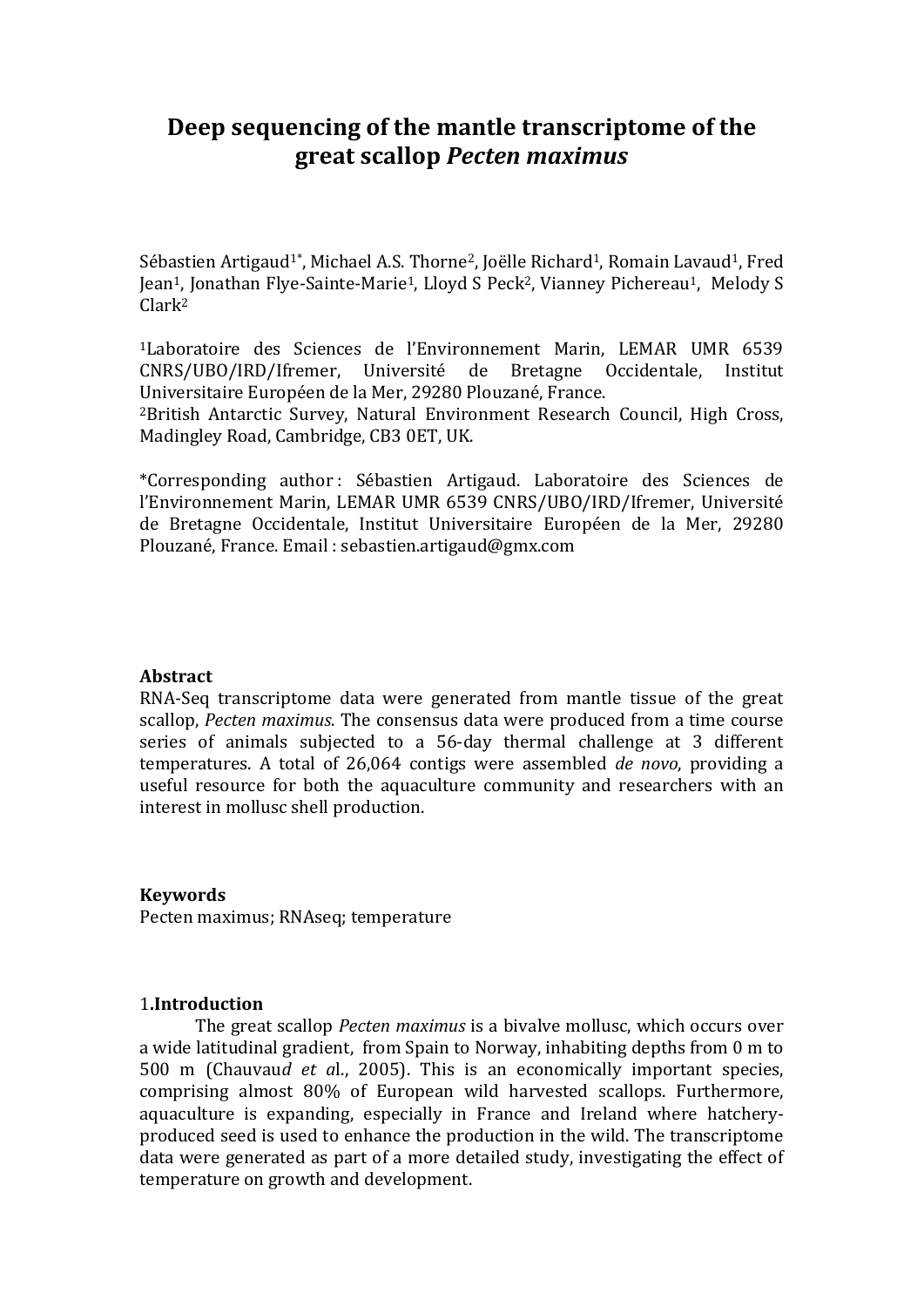# Deep sequencing of the mantle transcriptome of the great scallop *Pecten maximus*

Sébastien Artigaud[1*], Michael A.S. Thorne[2], Joëlle Richard[1], Romain Lavaud[1], Fred Jean[1], Jonathan Flye-Sainte-Marie[1], Lloyd S Peck[2], Vianney Pichereau[1], Melody S Clark[2]

[1]Laboratoire des Sciences de l'Environnement Marin, LEMAR UMR 6539 CNRS/UBO/IRD/Ifremer, Université de Bretagne Occidentale, Institut Universitaire Européen de la Mer, 29280 Plouzané, France.
[2]British Antarctic Survey, Natural Environment Research Council, High Cross, Madingley Road, Cambridge, CB3 0ET, UK.

*Corresponding author : Sébastien Artigaud. Laboratoire des Sciences de l'Environnement Marin, LEMAR UMR 6539 CNRS/UBO/IRD/Ifremer, Université de Bretagne Occidentale, Institut Universitaire Européen de la Mer, 29280 Plouzané, France. Email : sebastien.artigaud@gmx.com

## Abstract

RNA-Seq transcriptome data were generated from mantle tissue of the great scallop, *Pecten maximus*. The consensus data were produced from a time course series of animals subjected to a 56-day thermal challenge at 3 different temperatures. A total of 26,064 contigs were assembled *de novo*, providing a useful resource for both the aquaculture community and researchers with an interest in mollusc shell production.

## Keywords

Pecten maximus; RNAseq; temperature

## 1.Introduction

The great scallop *Pecten maximus* is a bivalve mollusc, which occurs over a wide latitudinal gradient, from Spain to Norway, inhabiting depths from 0 m to 500 m (Chauvaud *et al*., 2005). This is an economically important species, comprising almost 80% of European wild harvested scallops. Furthermore, aquaculture is expanding, especially in France and Ireland where hatchery-produced seed is used to enhance the production in the wild. The transcriptome data were generated as part of a more detailed study, investigating the effect of temperature on growth and development.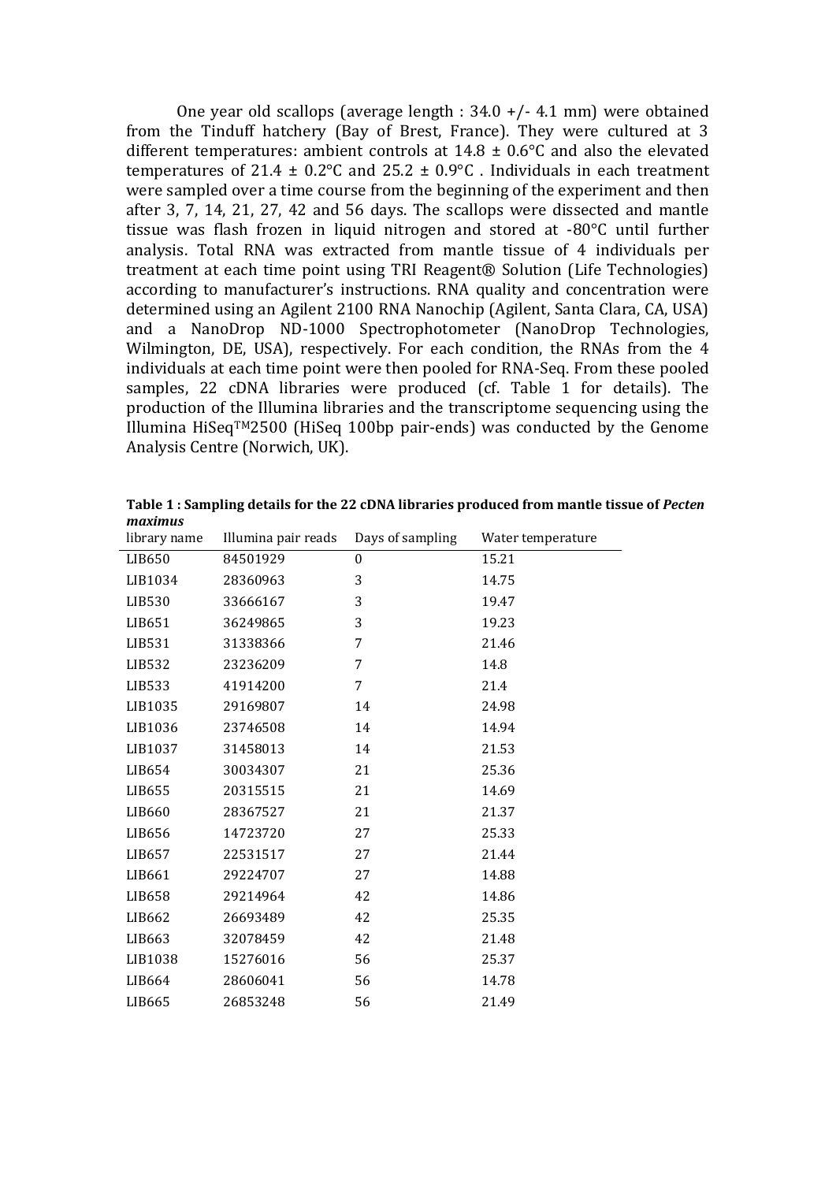One year old scallops (average length : 34.0 +/- 4.1 mm) were obtained from the Tinduff hatchery (Bay of Brest, France). They were cultured at 3 different temperatures: ambient controls at 14.8 ± 0.6°C and also the elevated temperatures of 21.4 ± 0.2°C and 25.2 ± 0.9°C . Individuals in each treatment were sampled over a time course from the beginning of the experiment and then after 3, 7, 14, 21, 27, 42 and 56 days. The scallops were dissected and mantle tissue was flash frozen in liquid nitrogen and stored at -80°C until further analysis. Total RNA was extracted from mantle tissue of 4 individuals per treatment at each time point using TRI Reagent® Solution (Life Technologies) according to manufacturer's instructions. RNA quality and concentration were determined using an Agilent 2100 RNA Nanochip (Agilent, Santa Clara, CA, USA) and a NanoDrop ND-1000 Spectrophotometer (NanoDrop Technologies, Wilmington, DE, USA), respectively. For each condition, the RNAs from the 4 individuals at each time point were then pooled for RNA-Seq. From these pooled samples, 22 cDNA libraries were produced (cf. Table 1 for details). The production of the Illumina libraries and the transcriptome sequencing using the Illumina HiSeq™2500 (HiSeq 100bp pair-ends) was conducted by the Genome Analysis Centre (Norwich, UK).

**Table 1 : Sampling details for the 22 cDNA libraries produced from mantle tissue of *Pecten maximus***

| library name | Illumina pair reads | Days of sampling | Water temperature |
|---|---|---|---|
| LIB650 | 84501929 | 0 | 15.21 |
| LIB1034 | 28360963 | 3 | 14.75 |
| LIB530 | 33666167 | 3 | 19.47 |
| LIB651 | 36249865 | 3 | 19.23 |
| LIB531 | 31338366 | 7 | 21.46 |
| LIB532 | 23236209 | 7 | 14.8 |
| LIB533 | 41914200 | 7 | 21.4 |
| LIB1035 | 29169807 | 14 | 24.98 |
| LIB1036 | 23746508 | 14 | 14.94 |
| LIB1037 | 31458013 | 14 | 21.53 |
| LIB654 | 30034307 | 21 | 25.36 |
| LIB655 | 20315515 | 21 | 14.69 |
| LIB660 | 28367527 | 21 | 21.37 |
| LIB656 | 14723720 | 27 | 25.33 |
| LIB657 | 22531517 | 27 | 21.44 |
| LIB661 | 29224707 | 27 | 14.88 |
| LIB658 | 29214964 | 42 | 14.86 |
| LIB662 | 26693489 | 42 | 25.35 |
| LIB663 | 32078459 | 42 | 21.48 |
| LIB1038 | 15276016 | 56 | 25.37 |
| LIB664 | 28606041 | 56 | 14.78 |
| LIB665 | 26853248 | 56 | 21.49 |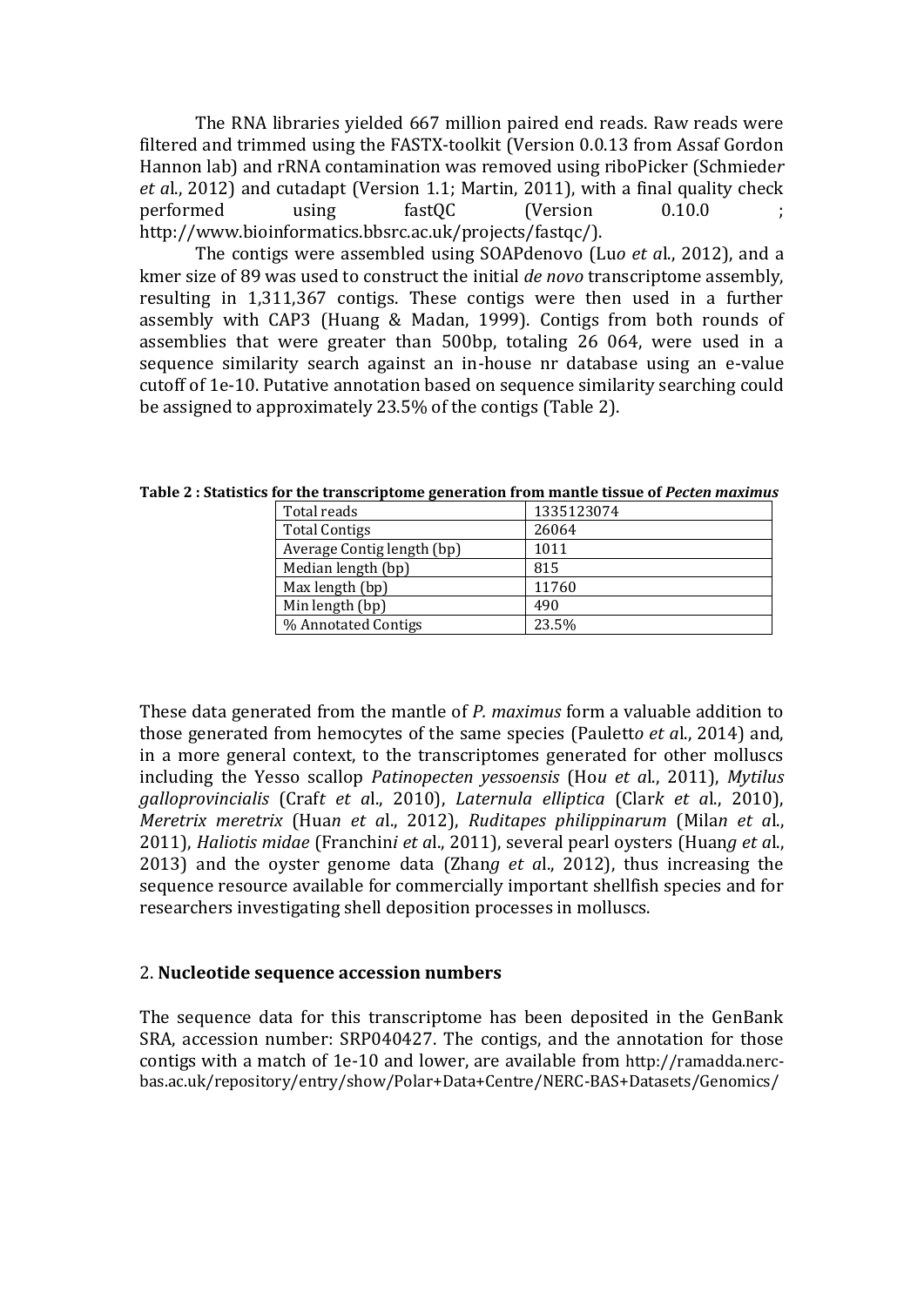The RNA libraries yielded 667 million paired end reads. Raw reads were filtered and trimmed using the FASTX-toolkit (Version 0.0.13 from Assaf Gordon Hannon lab) and rRNA contamination was removed using riboPicker (Schmieder *et a*l., 2012) and cutadapt (Version 1.1; Martin, 2011), with a final quality check performed using fastQC (Version 0.10.0 ; http://www.bioinformatics.bbsrc.ac.uk/projects/fastqc/).

The contigs were assembled using SOAPdenovo (Luo *et a*l., 2012), and a kmer size of 89 was used to construct the initial *de novo* transcriptome assembly, resulting in 1,311,367 contigs. These contigs were then used in a further assembly with CAP3 (Huang & Madan, 1999). Contigs from both rounds of assemblies that were greater than 500bp, totaling 26 064, were used in a sequence similarity search against an in-house nr database using an e-value cutoff of 1e-10. Putative annotation based on sequence similarity searching could be assigned to approximately 23.5% of the contigs (Table 2).

**Table 2 : Statistics for the transcriptome generation from mantle tissue of *Pecten maximus***

| | |
|---|---|
| Total reads | 1335123074 |
| Total Contigs | 26064 |
| Average Contig length (bp) | 1011 |
| Median length (bp) | 815 |
| Max length (bp) | 11760 |
| Min length (bp) | 490 |
| % Annotated Contigs | 23.5% |

These data generated from the mantle of *P. maximus* form a valuable addition to those generated from hemocytes of the same species (Paulett*o et a*l., 2014) and, in a more general context, to the transcriptomes generated for other molluscs including the Yesso scallop *Patinopecten yessoensis* (Ho*u et a*l., 2011), *Mytilus galloprovincialis* (Craf*t et a*l., 2010), *Laternula elliptica* (Clar*k et a*l., 2010), *Meretrix meretrix* (Hua*n et a*l., 2012), *Ruditapes philippinarum* (Mila*n et a*l., 2011), *Haliotis midae* (Franchin*i et a*l., 2011), several pearl oysters (Huan*g et a*l., 2013) and the oyster genome data (Zhan*g et a*l., 2012), thus increasing the sequence resource available for commercially important shellfish species and for researchers investigating shell deposition processes in molluscs.

## 2. **Nucleotide sequence accession numbers**

The sequence data for this transcriptome has been deposited in the GenBank SRA, accession number: SRP040427. The contigs, and the annotation for those contigs with a match of 1e-10 and lower, are available from http://ramadda.nerc-bas.ac.uk/repository/entry/show/Polar+Data+Centre/NERC-BAS+Datasets/Genomics/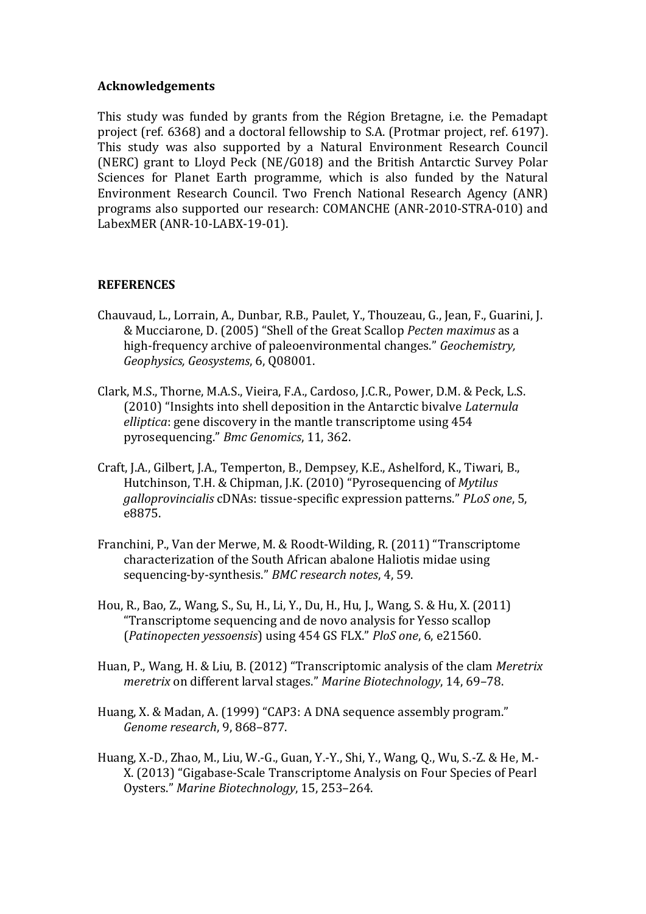## Acknowledgements

This study was funded by grants from the Région Bretagne, i.e. the Pemadapt project (ref. 6368) and a doctoral fellowship to S.A. (Protmar project, ref. 6197). This study was also supported by a Natural Environment Research Council (NERC) grant to Lloyd Peck (NE/G018) and the British Antarctic Survey Polar Sciences for Planet Earth programme, which is also funded by the Natural Environment Research Council. Two French National Research Agency (ANR) programs also supported our research: COMANCHE (ANR-2010-STRA-010) and LabexMER (ANR-10-LABX-19-01).

## REFERENCES

Chauvaud, L., Lorrain, A., Dunbar, R.B., Paulet, Y., Thouzeau, G., Jean, F., Guarini, J. & Mucciarone, D. (2005) "Shell of the Great Scallop *Pecten maximus* as a high-frequency archive of paleoenvironmental changes." *Geochemistry, Geophysics, Geosystems*, 6, Q08001.

Clark, M.S., Thorne, M.A.S., Vieira, F.A., Cardoso, J.C.R., Power, D.M. & Peck, L.S. (2010) "Insights into shell deposition in the Antarctic bivalve *Laternula elliptica*: gene discovery in the mantle transcriptome using 454 pyrosequencing." *Bmc Genomics*, 11, 362.

Craft, J.A., Gilbert, J.A., Temperton, B., Dempsey, K.E., Ashelford, K., Tiwari, B., Hutchinson, T.H. & Chipman, J.K. (2010) "Pyrosequencing of *Mytilus galloprovincialis* cDNAs: tissue-specific expression patterns." *PLoS one*, 5, e8875.

Franchini, P., Van der Merwe, M. & Roodt-Wilding, R. (2011) "Transcriptome characterization of the South African abalone Haliotis midae using sequencing-by-synthesis." *BMC research notes*, 4, 59.

Hou, R., Bao, Z., Wang, S., Su, H., Li, Y., Du, H., Hu, J., Wang, S. & Hu, X. (2011) "Transcriptome sequencing and de novo analysis for Yesso scallop (*Patinopecten yessoensis*) using 454 GS FLX." *PloS one*, 6, e21560.

Huan, P., Wang, H. & Liu, B. (2012) "Transcriptomic analysis of the clam *Meretrix meretrix* on different larval stages." *Marine Biotechnology*, 14, 69–78.

Huang, X. & Madan, A. (1999) "CAP3: A DNA sequence assembly program." *Genome research*, 9, 868–877.

Huang, X.-D., Zhao, M., Liu, W.-G., Guan, Y.-Y., Shi, Y., Wang, Q., Wu, S.-Z. & He, M.-X. (2013) "Gigabase-Scale Transcriptome Analysis on Four Species of Pearl Oysters." *Marine Biotechnology*, 15, 253–264.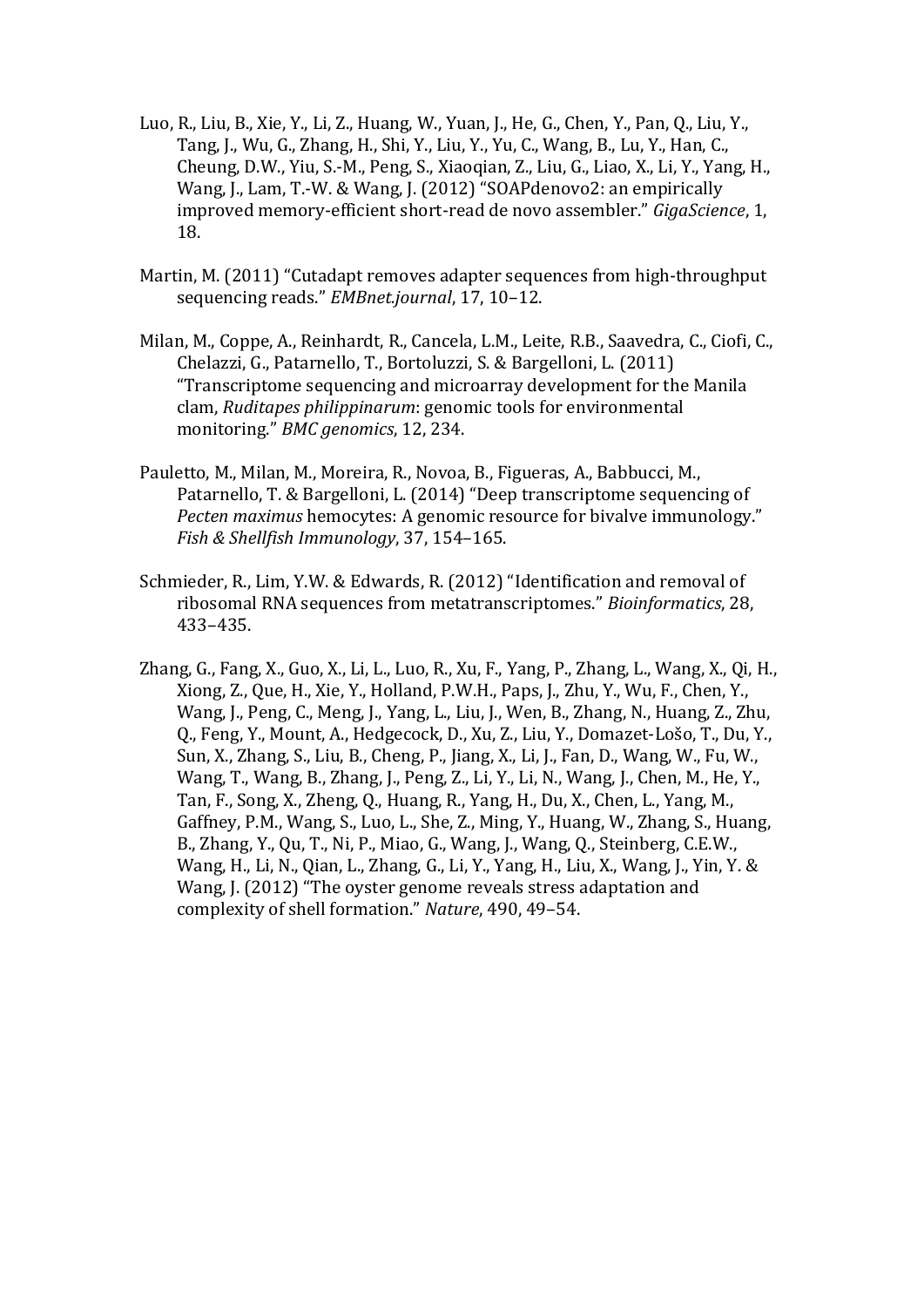Luo, R., Liu, B., Xie, Y., Li, Z., Huang, W., Yuan, J., He, G., Chen, Y., Pan, Q., Liu, Y., Tang, J., Wu, G., Zhang, H., Shi, Y., Liu, Y., Yu, C., Wang, B., Lu, Y., Han, C., Cheung, D.W., Yiu, S.-M., Peng, S., Xiaoqian, Z., Liu, G., Liao, X., Li, Y., Yang, H., Wang, J., Lam, T.-W. & Wang, J. (2012) "SOAPdenovo2: an empirically improved memory-efficient short-read de novo assembler." *GigaScience*, 1, 18.

Martin, M. (2011) "Cutadapt removes adapter sequences from high-throughput sequencing reads." *EMBnet.journal*, 17, 10–12.

Milan, M., Coppe, A., Reinhardt, R., Cancela, L.M., Leite, R.B., Saavedra, C., Ciofi, C., Chelazzi, G., Patarnello, T., Bortoluzzi, S. & Bargelloni, L. (2011) "Transcriptome sequencing and microarray development for the Manila clam, *Ruditapes philippinarum*: genomic tools for environmental monitoring." *BMC genomics*, 12, 234.

Pauletto, M., Milan, M., Moreira, R., Novoa, B., Figueras, A., Babbucci, M., Patarnello, T. & Bargelloni, L. (2014) "Deep transcriptome sequencing of *Pecten maximus* hemocytes: A genomic resource for bivalve immunology." *Fish & Shellfish Immunology*, 37, 154–165.

Schmieder, R., Lim, Y.W. & Edwards, R. (2012) "Identification and removal of ribosomal RNA sequences from metatranscriptomes." *Bioinformatics*, 28, 433–435.

Zhang, G., Fang, X., Guo, X., Li, L., Luo, R., Xu, F., Yang, P., Zhang, L., Wang, X., Qi, H., Xiong, Z., Que, H., Xie, Y., Holland, P.W.H., Paps, J., Zhu, Y., Wu, F., Chen, Y., Wang, J., Peng, C., Meng, J., Yang, L., Liu, J., Wen, B., Zhang, N., Huang, Z., Zhu, Q., Feng, Y., Mount, A., Hedgecock, D., Xu, Z., Liu, Y., Domazet-Lošo, T., Du, Y., Sun, X., Zhang, S., Liu, B., Cheng, P., Jiang, X., Li, J., Fan, D., Wang, W., Fu, W., Wang, T., Wang, B., Zhang, J., Peng, Z., Li, Y., Li, N., Wang, J., Chen, M., He, Y., Tan, F., Song, X., Zheng, Q., Huang, R., Yang, H., Du, X., Chen, L., Yang, M., Gaffney, P.M., Wang, S., Luo, L., She, Z., Ming, Y., Huang, W., Zhang, S., Huang, B., Zhang, Y., Qu, T., Ni, P., Miao, G., Wang, J., Wang, Q., Steinberg, C.E.W., Wang, H., Li, N., Qian, L., Zhang, G., Li, Y., Yang, H., Liu, X., Wang, J., Yin, Y. & Wang, J. (2012) "The oyster genome reveals stress adaptation and complexity of shell formation." *Nature*, 490, 49–54.